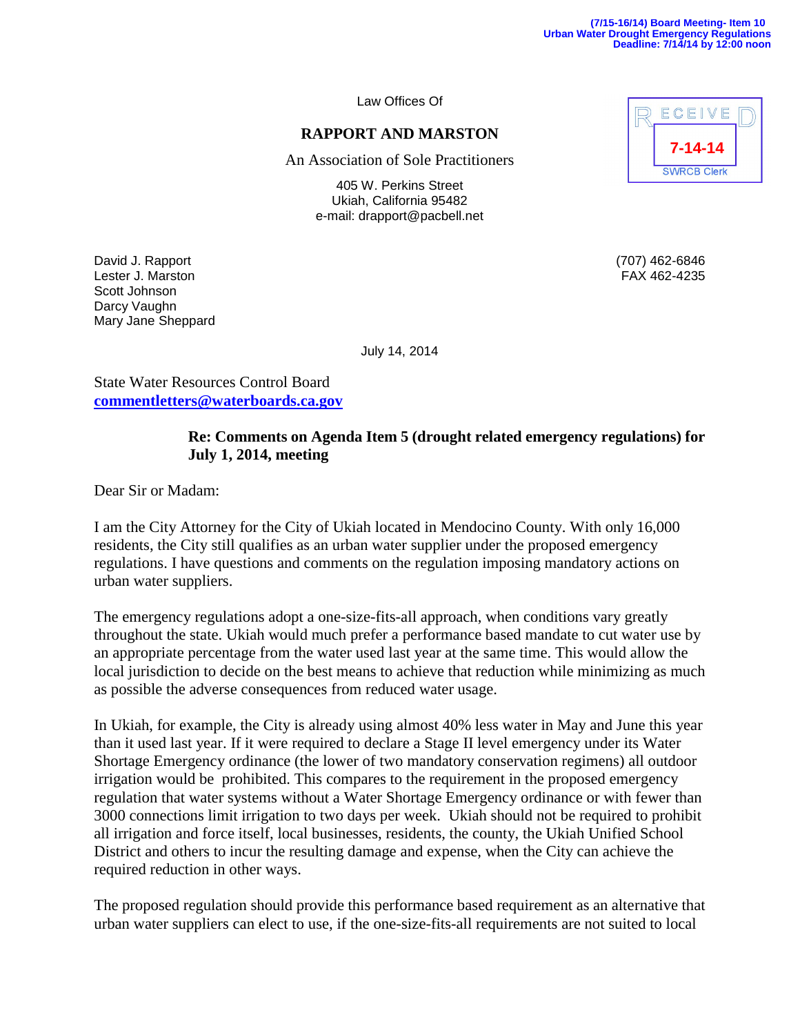(7/15-16/14) Board Meeting- Item 10
Urban Water Drought Emergency Regulations
Deadline: 7/14/14 by 12:00 noon

RECEIVED
7-14-14
SWRCB Clerk

Law Offices Of

**RAPPORT AND MARSTON**

An Association of Sole Practitioners

405 W. Perkins Street
Ukiah, California 95482
e-mail: drapport@pacbell.net

David J. Rapport
Lester J. Marston
Scott Johnson
Darcy Vaughn
Mary Jane Sheppard

(707) 462-6846
FAX 462-4235

July 14, 2014

State Water Resources Control Board
**commentletters@waterboards.ca.gov**

**Re: Comments on Agenda Item 5 (drought related emergency regulations) for July 1, 2014, meeting**

Dear Sir or Madam:

I am the City Attorney for the City of Ukiah located in Mendocino County. With only 16,000 residents, the City still qualifies as an urban water supplier under the proposed emergency regulations. I have questions and comments on the regulation imposing mandatory actions on urban water suppliers.

The emergency regulations adopt a one-size-fits-all approach, when conditions vary greatly throughout the state. Ukiah would much prefer a performance based mandate to cut water use by an appropriate percentage from the water used last year at the same time. This would allow the local jurisdiction to decide on the best means to achieve that reduction while minimizing as much as possible the adverse consequences from reduced water usage.

In Ukiah, for example, the City is already using almost 40% less water in May and June this year than it used last year. If it were required to declare a Stage II level emergency under its Water Shortage Emergency ordinance (the lower of two mandatory conservation regimens) all outdoor irrigation would be prohibited. This compares to the requirement in the proposed emergency regulation that water systems without a Water Shortage Emergency ordinance or with fewer than 3000 connections limit irrigation to two days per week. Ukiah should not be required to prohibit all irrigation and force itself, local businesses, residents, the county, the Ukiah Unified School District and others to incur the resulting damage and expense, when the City can achieve the required reduction in other ways.

The proposed regulation should provide this performance based requirement as an alternative that urban water suppliers can elect to use, if the one-size-fits-all requirements are not suited to local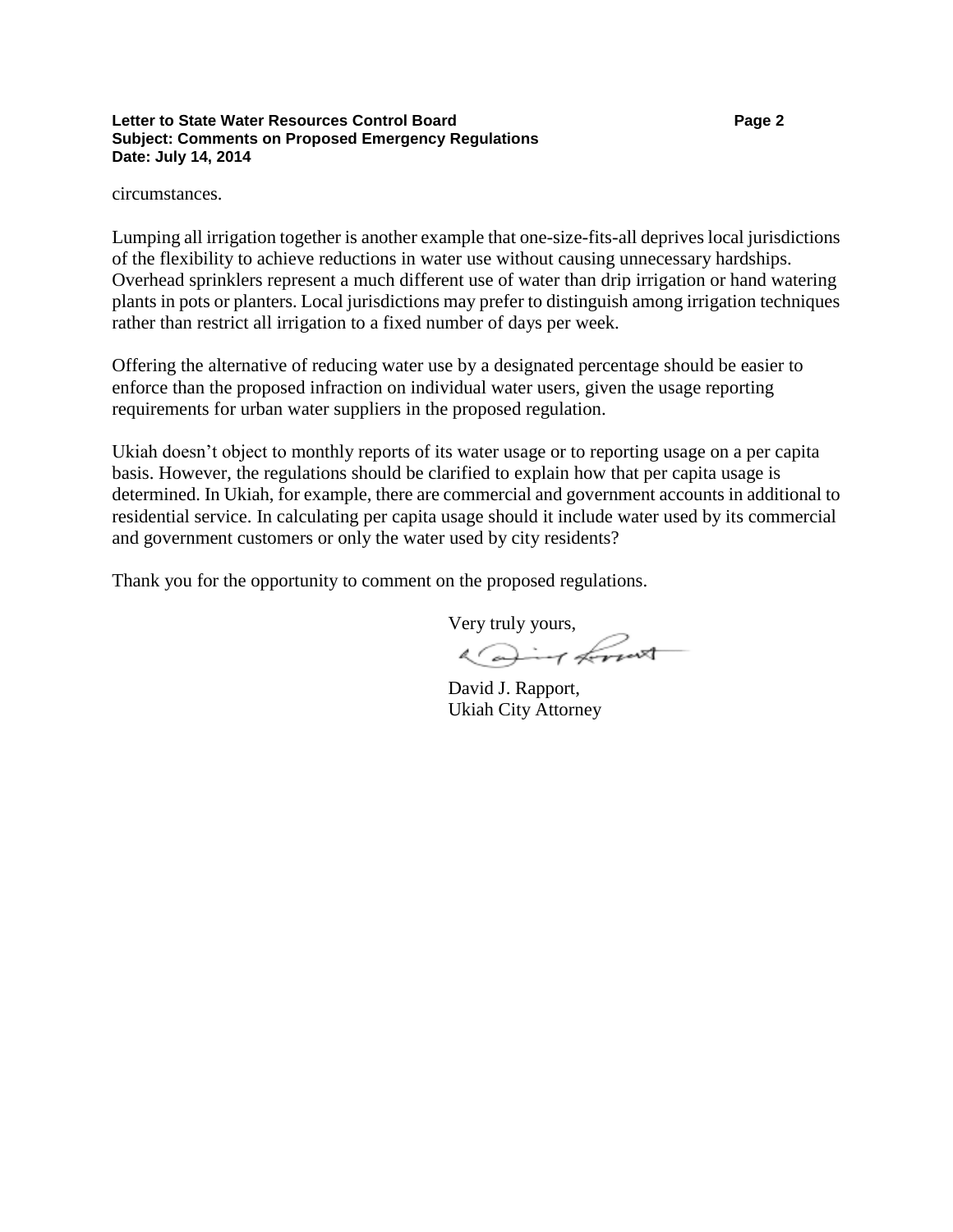circumstances.

Lumping all irrigation together is another example that one-size-fits-all deprives local jurisdictions of the flexibility to achieve reductions in water use without causing unnecessary hardships. Overhead sprinklers represent a much different use of water than drip irrigation or hand watering plants in pots or planters. Local jurisdictions may prefer to distinguish among irrigation techniques rather than restrict all irrigation to a fixed number of days per week.

Offering the alternative of reducing water use by a designated percentage should be easier to enforce than the proposed infraction on individual water users, given the usage reporting requirements for urban water suppliers in the proposed regulation.

Ukiah doesn't object to monthly reports of its water usage or to reporting usage on a per capita basis. However, the regulations should be clarified to explain how that per capita usage is determined. In Ukiah, for example, there are commercial and government accounts in additional to residential service. In calculating per capita usage should it include water used by its commercial and government customers or only the water used by city residents?

Thank you for the opportunity to comment on the proposed regulations.

Very truly yours,

David J. Rapport,
Ukiah City Attorney